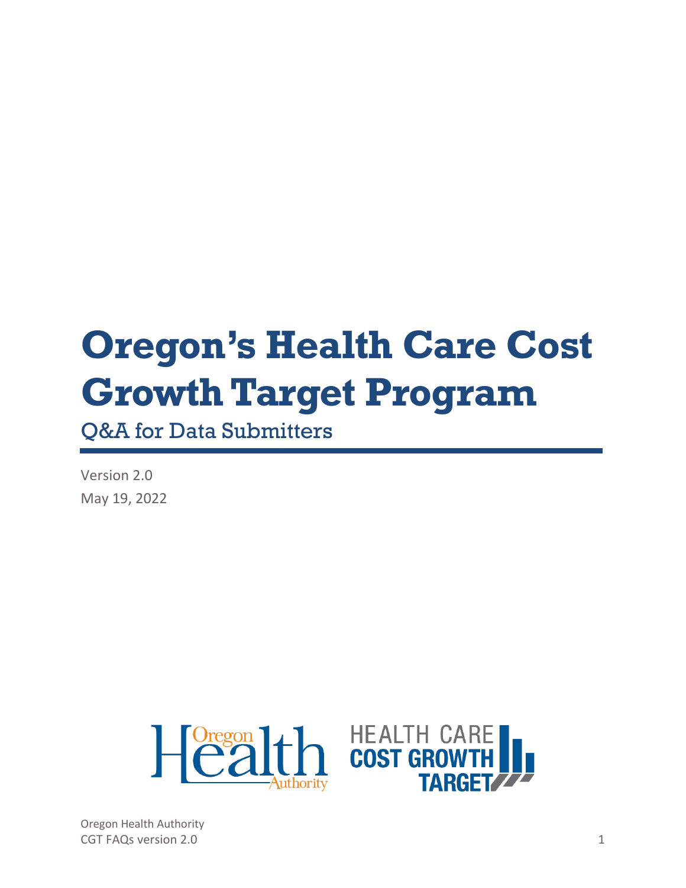# Oregon's Health Care Cost Growth Target Program

## Q&A for Data Submitters

Version 2.0

May 19, 2022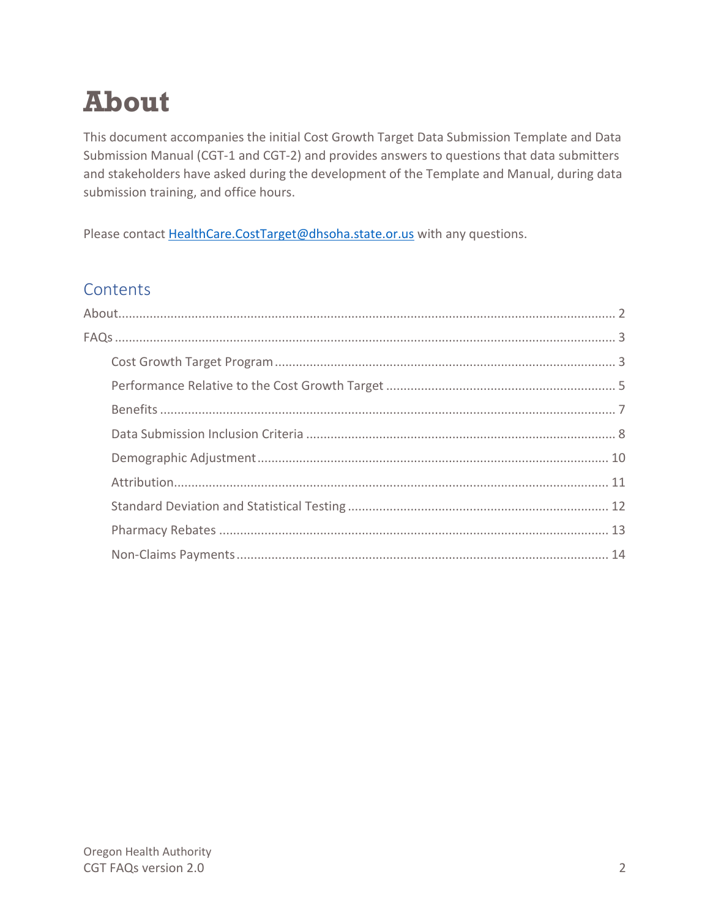# About

This document accompanies the initial Cost Growth Target Data Submission Template and Data Submission Manual (CGT-1 and CGT-2) and provides answers to questions that data submitters and stakeholders have asked during the development of the Template and Manual, during data submission training, and office hours.

Please contact [HealthCare.CostTarget@dhsoha.state.or.us](mailto:HealthCare.CostTarget@dhsoha.state.or.us) with any questions.

## Contents

- About ........ 2
- FAQs ........ 3
  - Cost Growth Target Program ........ 3
  - Performance Relative to the Cost Growth Target ........ 5
  - Benefits ........ 7
  - Data Submission Inclusion Criteria ........ 8
  - Demographic Adjustment ........ 10
  - Attribution ........ 11
  - Standard Deviation and Statistical Testing ........ 12
  - Pharmacy Rebates ........ 13
  - Non-Claims Payments ........ 14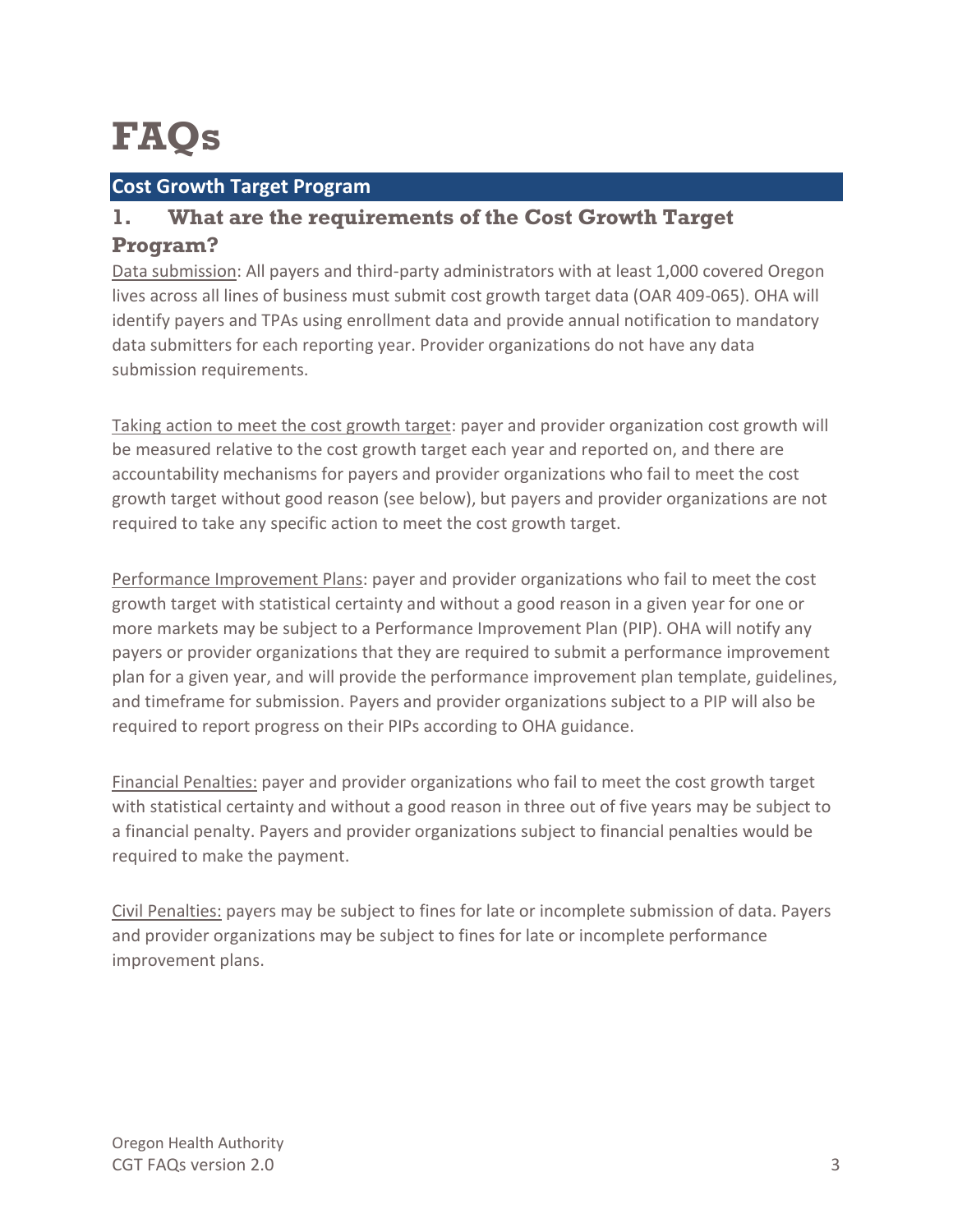# FAQs

## Cost Growth Target Program

### 1. What are the requirements of the Cost Growth Target Program?

Data submission: All payers and third-party administrators with at least 1,000 covered Oregon lives across all lines of business must submit cost growth target data (OAR 409-065). OHA will identify payers and TPAs using enrollment data and provide annual notification to mandatory data submitters for each reporting year. Provider organizations do not have any data submission requirements.

Taking action to meet the cost growth target: payer and provider organization cost growth will be measured relative to the cost growth target each year and reported on, and there are accountability mechanisms for payers and provider organizations who fail to meet the cost growth target without good reason (see below), but payers and provider organizations are not required to take any specific action to meet the cost growth target.

Performance Improvement Plans: payer and provider organizations who fail to meet the cost growth target with statistical certainty and without a good reason in a given year for one or more markets may be subject to a Performance Improvement Plan (PIP). OHA will notify any payers or provider organizations that they are required to submit a performance improvement plan for a given year, and will provide the performance improvement plan template, guidelines, and timeframe for submission. Payers and provider organizations subject to a PIP will also be required to report progress on their PIPs according to OHA guidance.

Financial Penalties: payer and provider organizations who fail to meet the cost growth target with statistical certainty and without a good reason in three out of five years may be subject to a financial penalty. Payers and provider organizations subject to financial penalties would be required to make the payment.

Civil Penalties: payers may be subject to fines for late or incomplete submission of data. Payers and provider organizations may be subject to fines for late or incomplete performance improvement plans.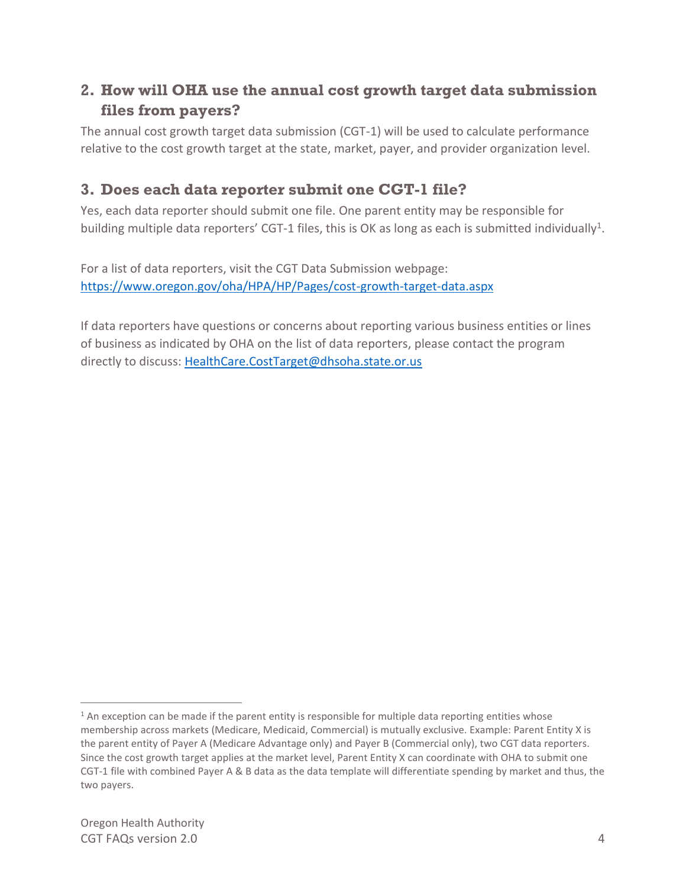## 2. How will OHA use the annual cost growth target data submission files from payers?

The annual cost growth target data submission (CGT-1) will be used to calculate performance relative to the cost growth target at the state, market, payer, and provider organization level.

## 3. Does each data reporter submit one CGT-1 file?

Yes, each data reporter should submit one file. One parent entity may be responsible for building multiple data reporters' CGT-1 files, this is OK as long as each is submitted individually[1].

For a list of data reporters, visit the CGT Data Submission webpage: https://www.oregon.gov/oha/HPA/HP/Pages/cost-growth-target-data.aspx

If data reporters have questions or concerns about reporting various business entities or lines of business as indicated by OHA on the list of data reporters, please contact the program directly to discuss: HealthCare.CostTarget@dhsoha.state.or.us

---

[1] An exception can be made if the parent entity is responsible for multiple data reporting entities whose membership across markets (Medicare, Medicaid, Commercial) is mutually exclusive. Example: Parent Entity X is the parent entity of Payer A (Medicare Advantage only) and Payer B (Commercial only), two CGT data reporters. Since the cost growth target applies at the market level, Parent Entity X can coordinate with OHA to submit one CGT-1 file with combined Payer A & B data as the data template will differentiate spending by market and thus, the two payers.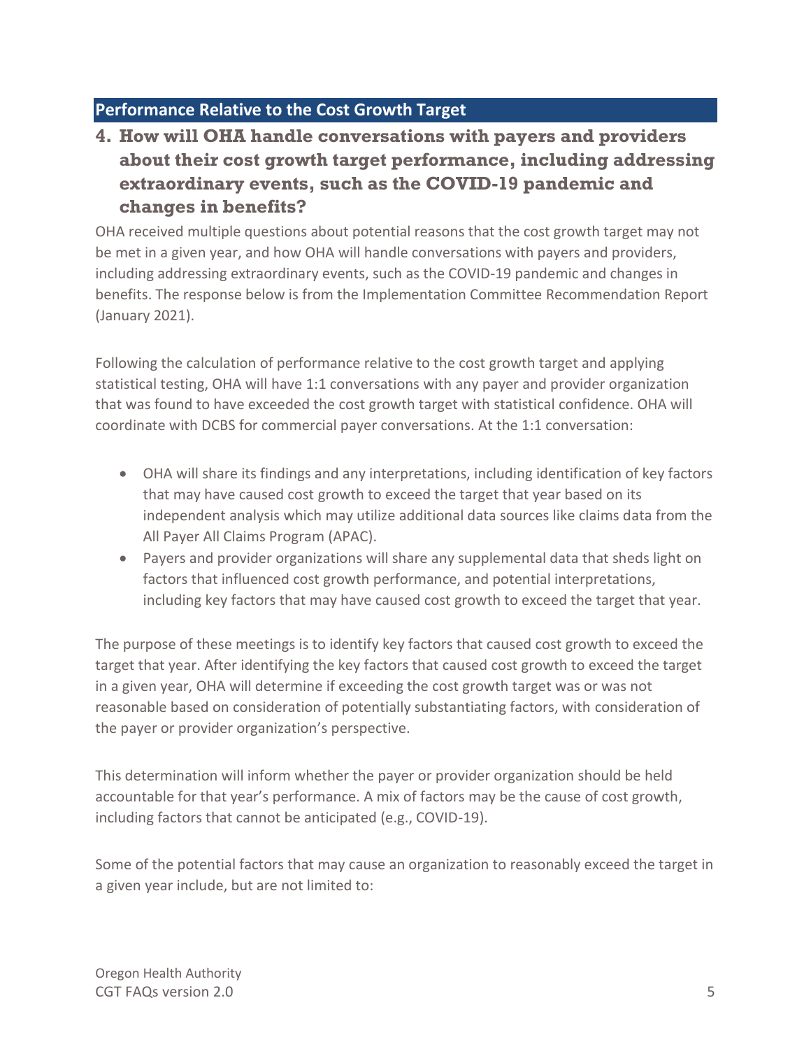## Performance Relative to the Cost Growth Target

### 4. How will OHA handle conversations with payers and providers about their cost growth target performance, including addressing extraordinary events, such as the COVID-19 pandemic and changes in benefits?

OHA received multiple questions about potential reasons that the cost growth target may not be met in a given year, and how OHA will handle conversations with payers and providers, including addressing extraordinary events, such as the COVID-19 pandemic and changes in benefits. The response below is from the Implementation Committee Recommendation Report (January 2021).

Following the calculation of performance relative to the cost growth target and applying statistical testing, OHA will have 1:1 conversations with any payer and provider organization that was found to have exceeded the cost growth target with statistical confidence. OHA will coordinate with DCBS for commercial payer conversations. At the 1:1 conversation:

- OHA will share its findings and any interpretations, including identification of key factors that may have caused cost growth to exceed the target that year based on its independent analysis which may utilize additional data sources like claims data from the All Payer All Claims Program (APAC).
- Payers and provider organizations will share any supplemental data that sheds light on factors that influenced cost growth performance, and potential interpretations, including key factors that may have caused cost growth to exceed the target that year.

The purpose of these meetings is to identify key factors that caused cost growth to exceed the target that year. After identifying the key factors that caused cost growth to exceed the target in a given year, OHA will determine if exceeding the cost growth target was or was not reasonable based on consideration of potentially substantiating factors, with consideration of the payer or provider organization's perspective.

This determination will inform whether the payer or provider organization should be held accountable for that year's performance. A mix of factors may be the cause of cost growth, including factors that cannot be anticipated (e.g., COVID-19).

Some of the potential factors that may cause an organization to reasonably exceed the target in a given year include, but are not limited to: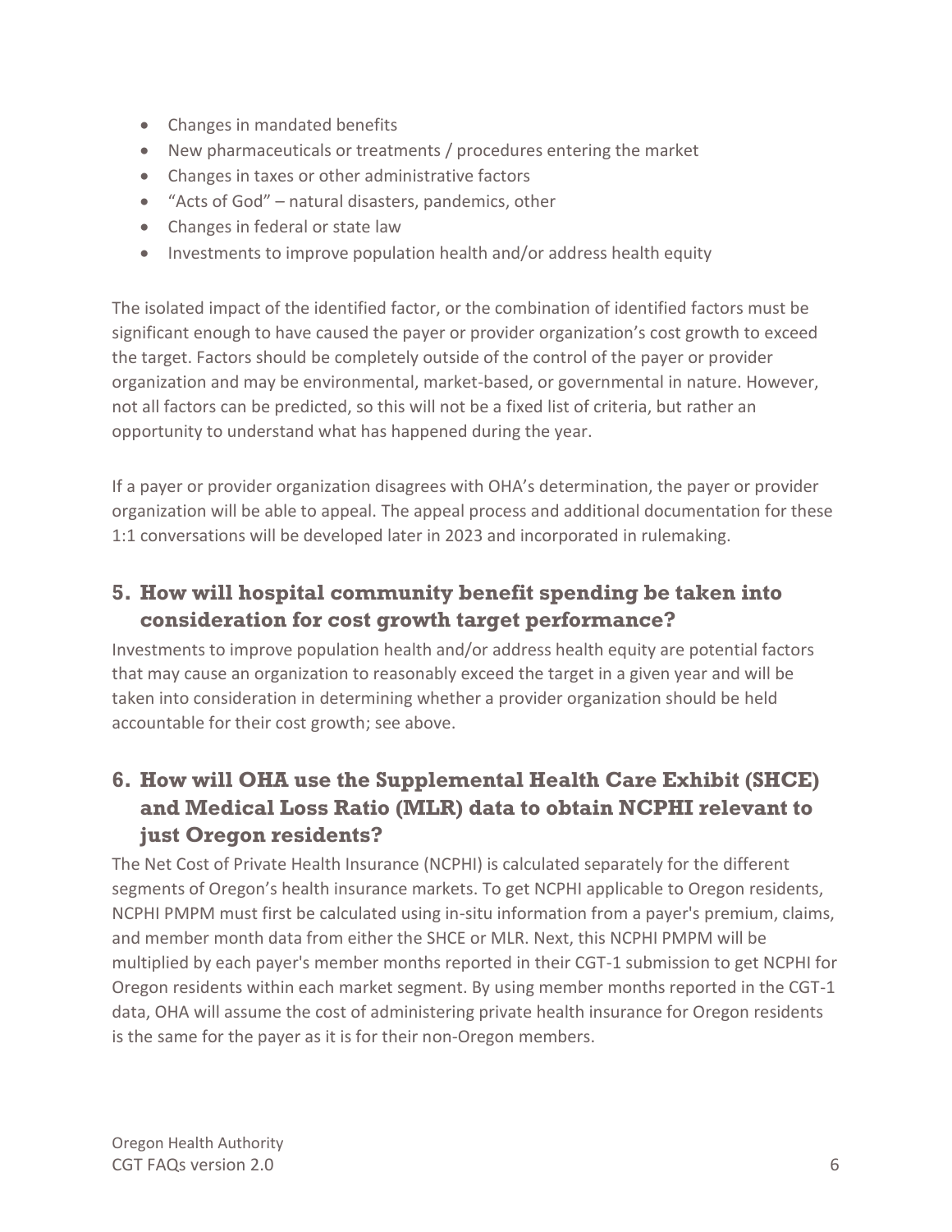- Changes in mandated benefits
- New pharmaceuticals or treatments / procedures entering the market
- Changes in taxes or other administrative factors
- "Acts of God" – natural disasters, pandemics, other
- Changes in federal or state law
- Investments to improve population health and/or address health equity

The isolated impact of the identified factor, or the combination of identified factors must be significant enough to have caused the payer or provider organization's cost growth to exceed the target. Factors should be completely outside of the control of the payer or provider organization and may be environmental, market-based, or governmental in nature. However, not all factors can be predicted, so this will not be a fixed list of criteria, but rather an opportunity to understand what has happened during the year.

If a payer or provider organization disagrees with OHA's determination, the payer or provider organization will be able to appeal. The appeal process and additional documentation for these 1:1 conversations will be developed later in 2023 and incorporated in rulemaking.

## 5. How will hospital community benefit spending be taken into consideration for cost growth target performance?

Investments to improve population health and/or address health equity are potential factors that may cause an organization to reasonably exceed the target in a given year and will be taken into consideration in determining whether a provider organization should be held accountable for their cost growth; see above.

## 6. How will OHA use the Supplemental Health Care Exhibit (SHCE) and Medical Loss Ratio (MLR) data to obtain NCPHI relevant to just Oregon residents?

The Net Cost of Private Health Insurance (NCPHI) is calculated separately for the different segments of Oregon's health insurance markets. To get NCPHI applicable to Oregon residents, NCPHI PMPM must first be calculated using in-situ information from a payer's premium, claims, and member month data from either the SHCE or MLR. Next, this NCPHI PMPM will be multiplied by each payer's member months reported in their CGT-1 submission to get NCPHI for Oregon residents within each market segment. By using member months reported in the CGT-1 data, OHA will assume the cost of administering private health insurance for Oregon residents is the same for the payer as it is for their non-Oregon members.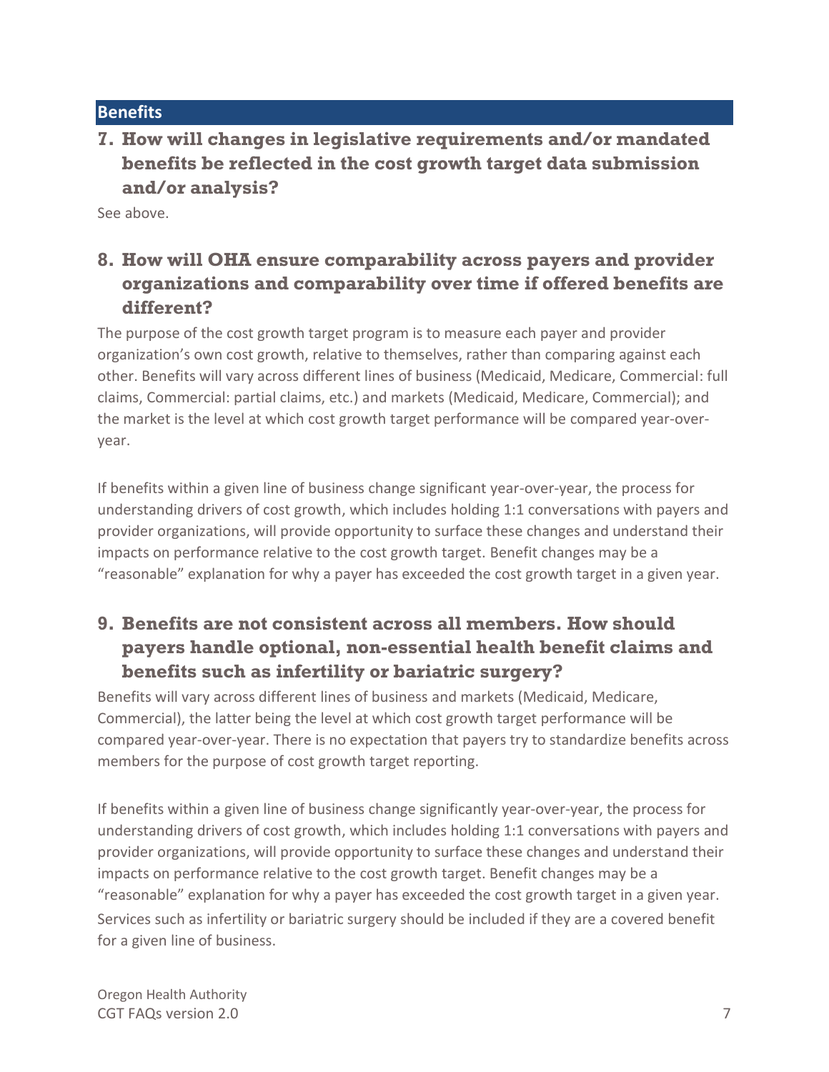## Benefits

### 7. How will changes in legislative requirements and/or mandated benefits be reflected in the cost growth target data submission and/or analysis?

See above.

### 8. How will OHA ensure comparability across payers and provider organizations and comparability over time if offered benefits are different?

The purpose of the cost growth target program is to measure each payer and provider organization's own cost growth, relative to themselves, rather than comparing against each other. Benefits will vary across different lines of business (Medicaid, Medicare, Commercial: full claims, Commercial: partial claims, etc.) and markets (Medicaid, Medicare, Commercial); and the market is the level at which cost growth target performance will be compared year-over-year.

If benefits within a given line of business change significant year-over-year, the process for understanding drivers of cost growth, which includes holding 1:1 conversations with payers and provider organizations, will provide opportunity to surface these changes and understand their impacts on performance relative to the cost growth target. Benefit changes may be a "reasonable" explanation for why a payer has exceeded the cost growth target in a given year.

### 9. Benefits are not consistent across all members. How should payers handle optional, non-essential health benefit claims and benefits such as infertility or bariatric surgery?

Benefits will vary across different lines of business and markets (Medicaid, Medicare, Commercial), the latter being the level at which cost growth target performance will be compared year-over-year. There is no expectation that payers try to standardize benefits across members for the purpose of cost growth target reporting.

If benefits within a given line of business change significantly year-over-year, the process for understanding drivers of cost growth, which includes holding 1:1 conversations with payers and provider organizations, will provide opportunity to surface these changes and understand their impacts on performance relative to the cost growth target. Benefit changes may be a "reasonable" explanation for why a payer has exceeded the cost growth target in a given year. Services such as infertility or bariatric surgery should be included if they are a covered benefit for a given line of business.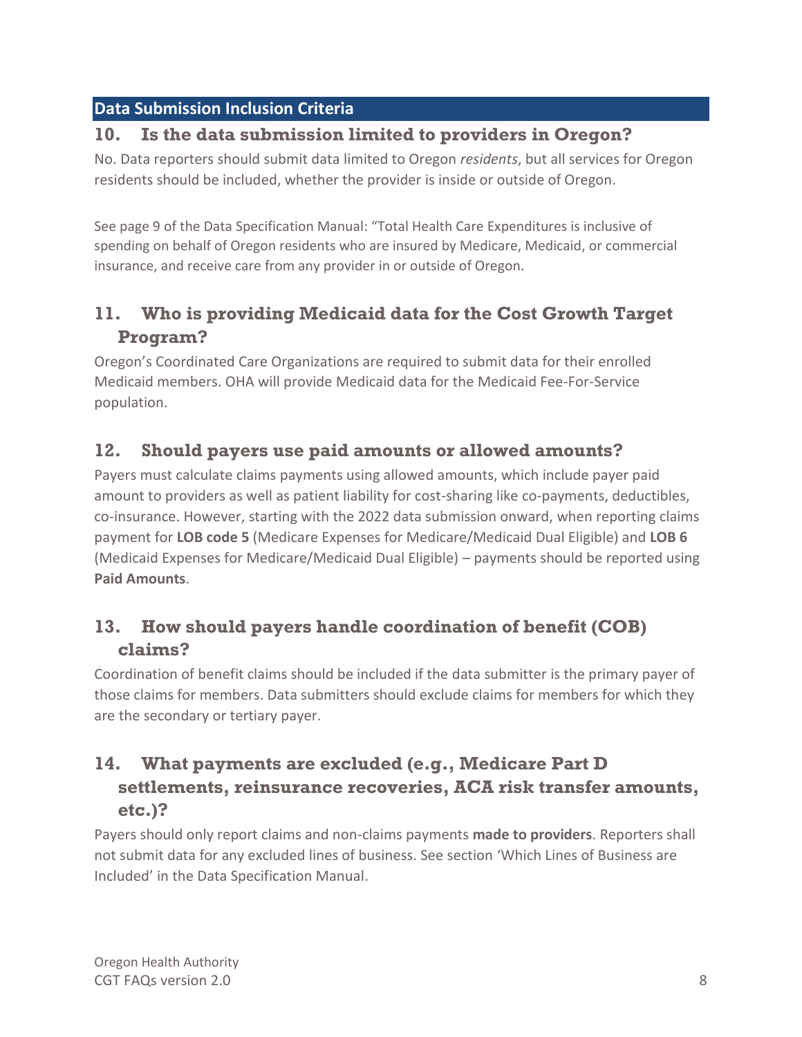## Data Submission Inclusion Criteria

### 10. Is the data submission limited to providers in Oregon?

No. Data reporters should submit data limited to Oregon *residents*, but all services for Oregon residents should be included, whether the provider is inside or outside of Oregon.

See page 9 of the Data Specification Manual: "Total Health Care Expenditures is inclusive of spending on behalf of Oregon residents who are insured by Medicare, Medicaid, or commercial insurance, and receive care from any provider in or outside of Oregon.

### 11. Who is providing Medicaid data for the Cost Growth Target Program?

Oregon's Coordinated Care Organizations are required to submit data for their enrolled Medicaid members. OHA will provide Medicaid data for the Medicaid Fee-For-Service population.

### 12. Should payers use paid amounts or allowed amounts?

Payers must calculate claims payments using allowed amounts, which include payer paid amount to providers as well as patient liability for cost-sharing like co-payments, deductibles, co-insurance. However, starting with the 2022 data submission onward, when reporting claims payment for **LOB code 5** (Medicare Expenses for Medicare/Medicaid Dual Eligible) and **LOB 6** (Medicaid Expenses for Medicare/Medicaid Dual Eligible) – payments should be reported using **Paid Amounts**.

### 13. How should payers handle coordination of benefit (COB) claims?

Coordination of benefit claims should be included if the data submitter is the primary payer of those claims for members. Data submitters should exclude claims for members for which they are the secondary or tertiary payer.

### 14. What payments are excluded (e.g., Medicare Part D settlements, reinsurance recoveries, ACA risk transfer amounts, etc.)?

Payers should only report claims and non-claims payments **made to providers**. Reporters shall not submit data for any excluded lines of business. See section 'Which Lines of Business are Included' in the Data Specification Manual.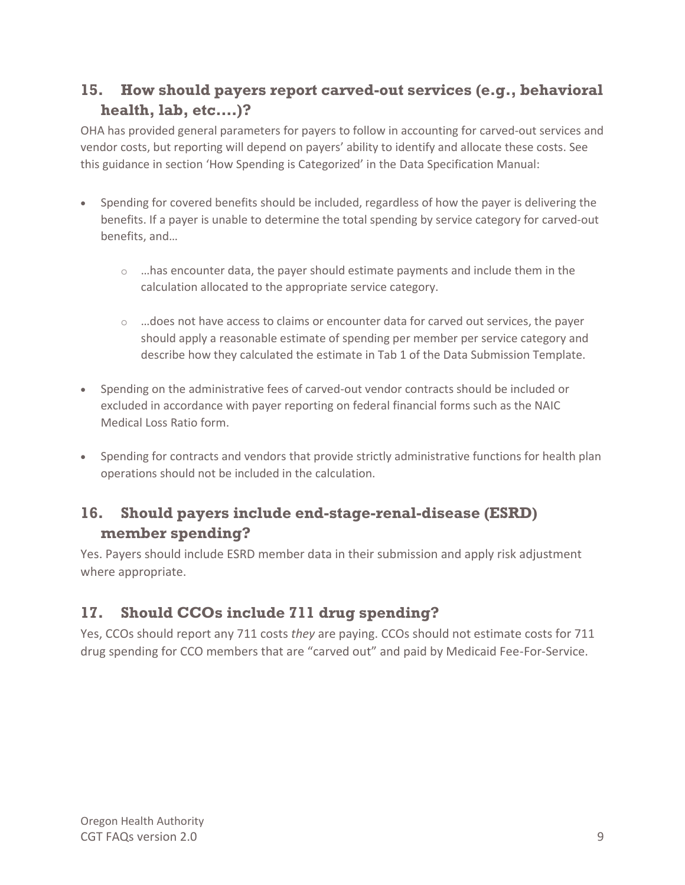## 15. How should payers report carved-out services (e.g., behavioral health, lab, etc….)?

OHA has provided general parameters for payers to follow in accounting for carved-out services and vendor costs, but reporting will depend on payers' ability to identify and allocate these costs. See this guidance in section 'How Spending is Categorized' in the Data Specification Manual:

- Spending for covered benefits should be included, regardless of how the payer is delivering the benefits. If a payer is unable to determine the total spending by service category for carved-out benefits, and…
  - …has encounter data, the payer should estimate payments and include them in the calculation allocated to the appropriate service category.
  - …does not have access to claims or encounter data for carved out services, the payer should apply a reasonable estimate of spending per member per service category and describe how they calculated the estimate in Tab 1 of the Data Submission Template.
- Spending on the administrative fees of carved-out vendor contracts should be included or excluded in accordance with payer reporting on federal financial forms such as the NAIC Medical Loss Ratio form.
- Spending for contracts and vendors that provide strictly administrative functions for health plan operations should not be included in the calculation.

## 16. Should payers include end-stage-renal-disease (ESRD) member spending?

Yes. Payers should include ESRD member data in their submission and apply risk adjustment where appropriate.

## 17. Should CCOs include 711 drug spending?

Yes, CCOs should report any 711 costs *they* are paying. CCOs should not estimate costs for 711 drug spending for CCO members that are "carved out" and paid by Medicaid Fee-For-Service.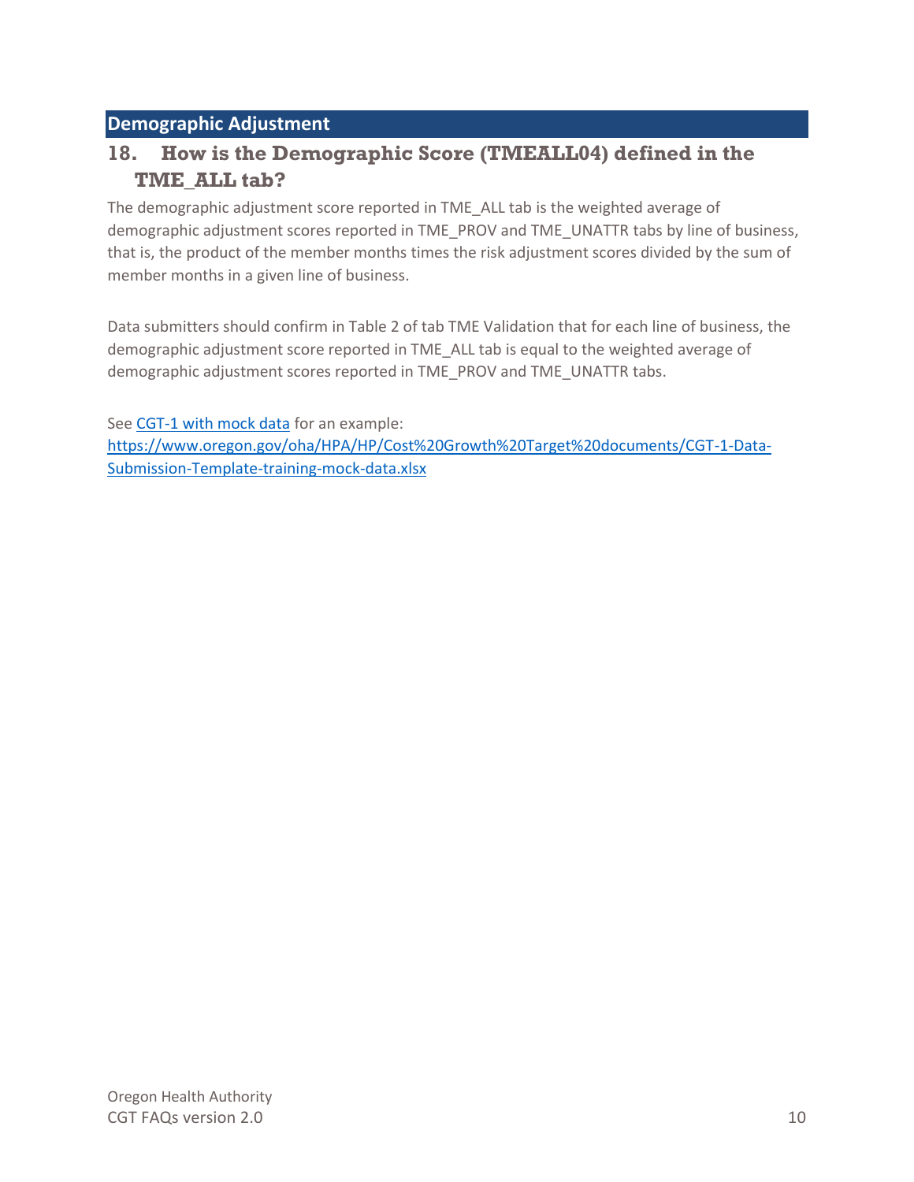## Demographic Adjustment

### 18. How is the Demographic Score (TMEALL04) defined in the TME_ALL tab?

The demographic adjustment score reported in TME_ALL tab is the weighted average of demographic adjustment scores reported in TME_PROV and TME_UNATTR tabs by line of business, that is, the product of the member months times the risk adjustment scores divided by the sum of member months in a given line of business.

Data submitters should confirm in Table 2 of tab TME Validation that for each line of business, the demographic adjustment score reported in TME_ALL tab is equal to the weighted average of demographic adjustment scores reported in TME_PROV and TME_UNATTR tabs.

See [CGT-1 with mock data](https://www.oregon.gov/oha/HPA/HP/Cost%20Growth%20Target%20documents/CGT-1-Data-Submission-Template-training-mock-data.xlsx) for an example:
https://www.oregon.gov/oha/HPA/HP/Cost%20Growth%20Target%20documents/CGT-1-Data-Submission-Template-training-mock-data.xlsx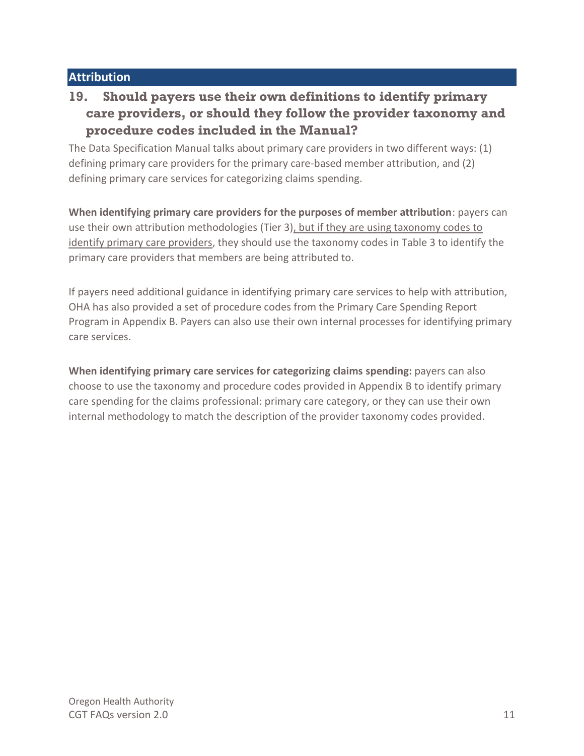## Attribution

### 19. Should payers use their own definitions to identify primary care providers, or should they follow the provider taxonomy and procedure codes included in the Manual?

The Data Specification Manual talks about primary care providers in two different ways: (1) defining primary care providers for the primary care-based member attribution, and (2) defining primary care services for categorizing claims spending.

**When identifying primary care providers for the purposes of member attribution**: payers can use their own attribution methodologies (Tier 3), but if they are using taxonomy codes to identify primary care providers, they should use the taxonomy codes in Table 3 to identify the primary care providers that members are being attributed to.

If payers need additional guidance in identifying primary care services to help with attribution, OHA has also provided a set of procedure codes from the Primary Care Spending Report Program in Appendix B. Payers can also use their own internal processes for identifying primary care services.

**When identifying primary care services for categorizing claims spending:** payers can also choose to use the taxonomy and procedure codes provided in Appendix B to identify primary care spending for the claims professional: primary care category, or they can use their own internal methodology to match the description of the provider taxonomy codes provided.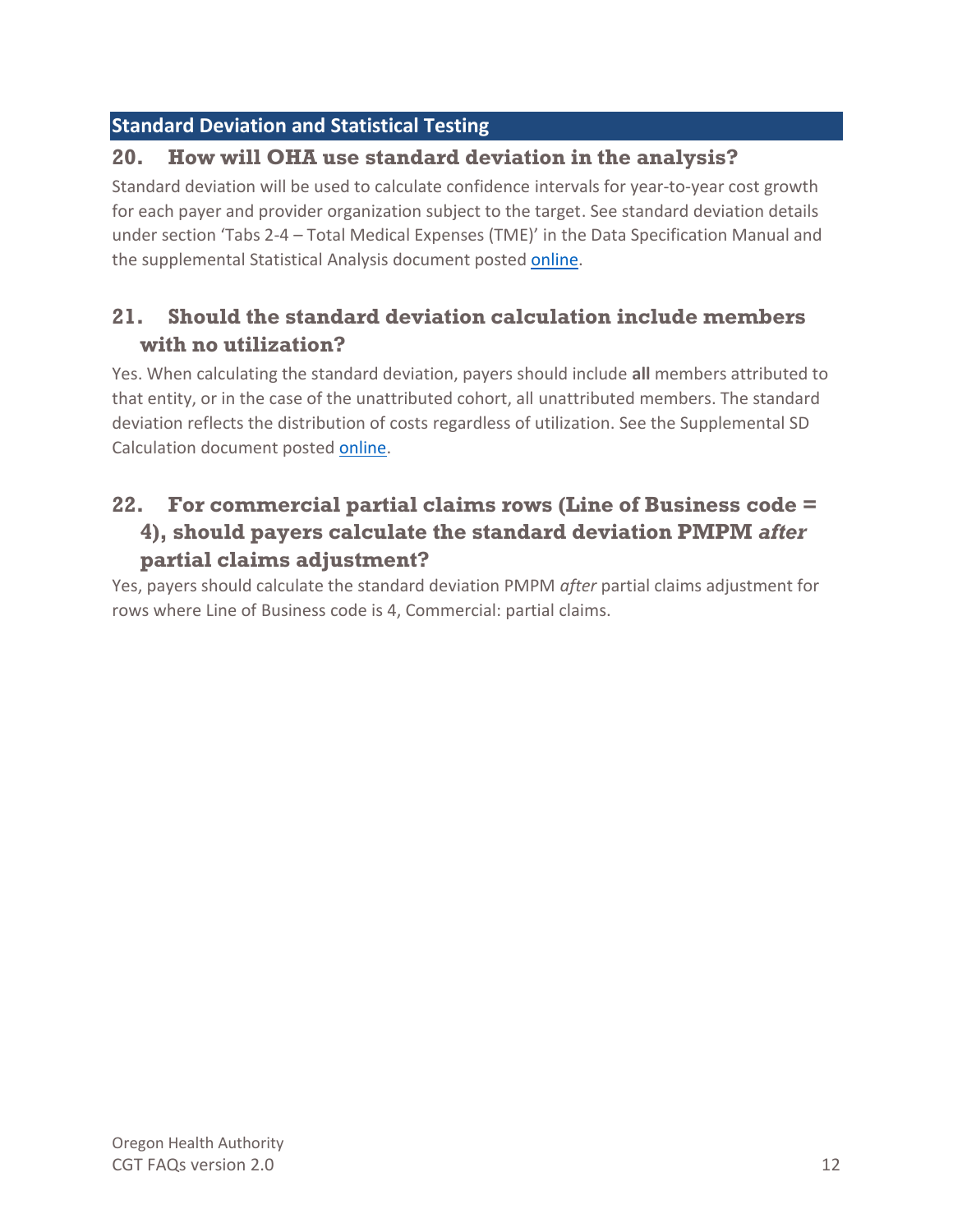## Standard Deviation and Statistical Testing

### 20. How will OHA use standard deviation in the analysis?

Standard deviation will be used to calculate confidence intervals for year-to-year cost growth for each payer and provider organization subject to the target. See standard deviation details under section 'Tabs 2-4 – Total Medical Expenses (TME)' in the Data Specification Manual and the supplemental Statistical Analysis document posted online.

### 21. Should the standard deviation calculation include members with no utilization?

Yes. When calculating the standard deviation, payers should include **all** members attributed to that entity, or in the case of the unattributed cohort, all unattributed members. The standard deviation reflects the distribution of costs regardless of utilization. See the Supplemental SD Calculation document posted online.

### 22. For commercial partial claims rows (Line of Business code = 4), should payers calculate the standard deviation PMPM *after* partial claims adjustment?

Yes, payers should calculate the standard deviation PMPM *after* partial claims adjustment for rows where Line of Business code is 4, Commercial: partial claims.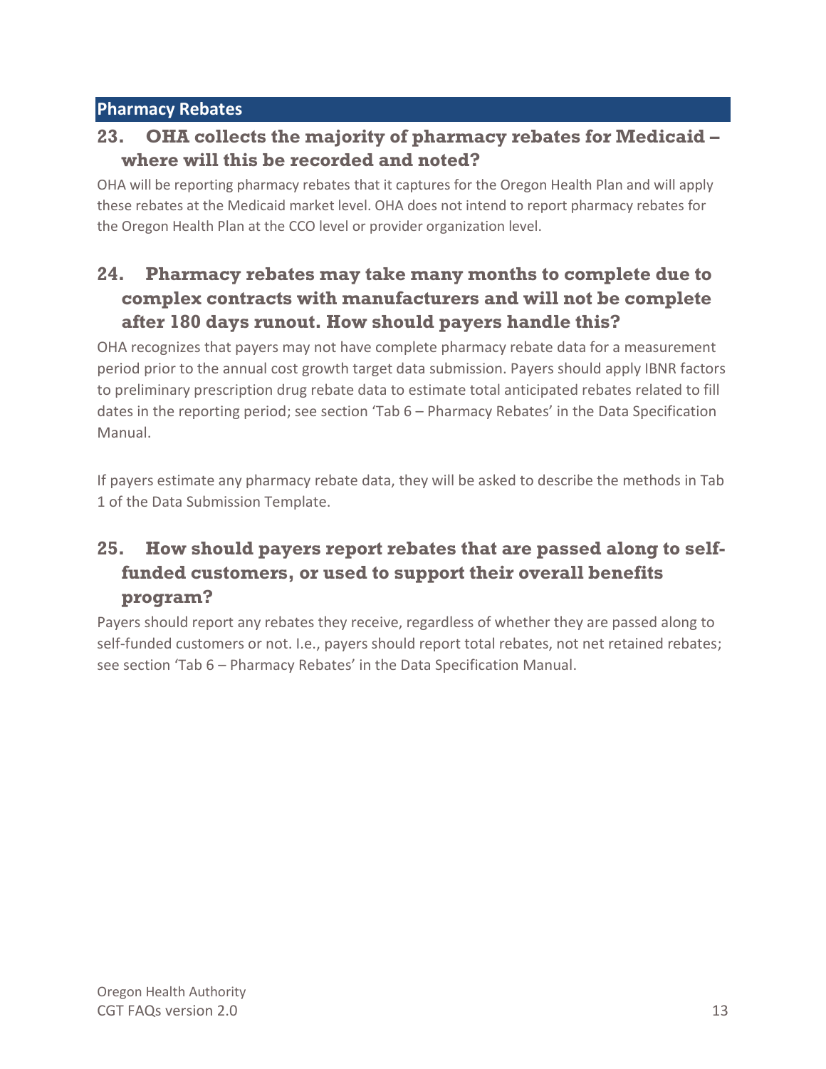## Pharmacy Rebates

### 23. OHA collects the majority of pharmacy rebates for Medicaid – where will this be recorded and noted?

OHA will be reporting pharmacy rebates that it captures for the Oregon Health Plan and will apply these rebates at the Medicaid market level. OHA does not intend to report pharmacy rebates for the Oregon Health Plan at the CCO level or provider organization level.

### 24. Pharmacy rebates may take many months to complete due to complex contracts with manufacturers and will not be complete after 180 days runout. How should payers handle this?

OHA recognizes that payers may not have complete pharmacy rebate data for a measurement period prior to the annual cost growth target data submission. Payers should apply IBNR factors to preliminary prescription drug rebate data to estimate total anticipated rebates related to fill dates in the reporting period; see section 'Tab 6 – Pharmacy Rebates' in the Data Specification Manual.

If payers estimate any pharmacy rebate data, they will be asked to describe the methods in Tab 1 of the Data Submission Template.

### 25. How should payers report rebates that are passed along to self-funded customers, or used to support their overall benefits program?

Payers should report any rebates they receive, regardless of whether they are passed along to self-funded customers or not. I.e., payers should report total rebates, not net retained rebates; see section 'Tab 6 – Pharmacy Rebates' in the Data Specification Manual.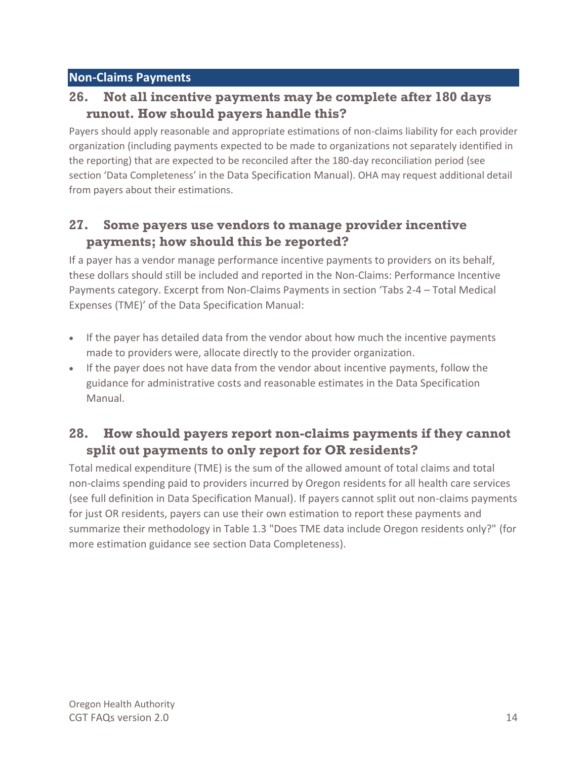## Non-Claims Payments

### 26. Not all incentive payments may be complete after 180 days runout. How should payers handle this?

Payers should apply reasonable and appropriate estimations of non-claims liability for each provider organization (including payments expected to be made to organizations not separately identified in the reporting) that are expected to be reconciled after the 180-day reconciliation period (see section 'Data Completeness' in the Data Specification Manual). OHA may request additional detail from payers about their estimations.

### 27. Some payers use vendors to manage provider incentive payments; how should this be reported?

If a payer has a vendor manage performance incentive payments to providers on its behalf, these dollars should still be included and reported in the Non-Claims: Performance Incentive Payments category. Excerpt from Non-Claims Payments in section 'Tabs 2-4 – Total Medical Expenses (TME)' of the Data Specification Manual:

- If the payer has detailed data from the vendor about how much the incentive payments made to providers were, allocate directly to the provider organization.
- If the payer does not have data from the vendor about incentive payments, follow the guidance for administrative costs and reasonable estimates in the Data Specification Manual.

### 28. How should payers report non-claims payments if they cannot split out payments to only report for OR residents?

Total medical expenditure (TME) is the sum of the allowed amount of total claims and total non-claims spending paid to providers incurred by Oregon residents for all health care services (see full definition in Data Specification Manual). If payers cannot split out non-claims payments for just OR residents, payers can use their own estimation to report these payments and summarize their methodology in Table 1.3 "Does TME data include Oregon residents only?" (for more estimation guidance see section Data Completeness).